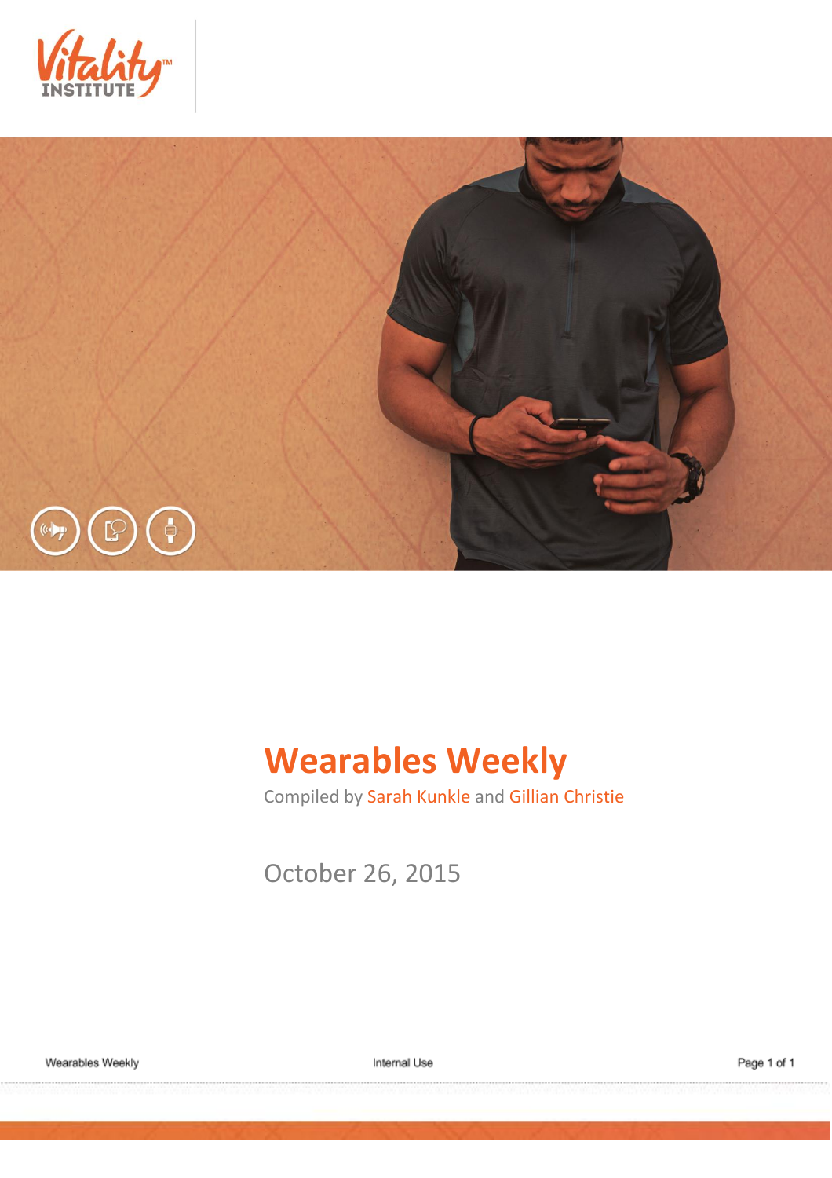# Wearables Weekly

Compiled by Sarah Kunkle and Gillian Christie

October 26, 2015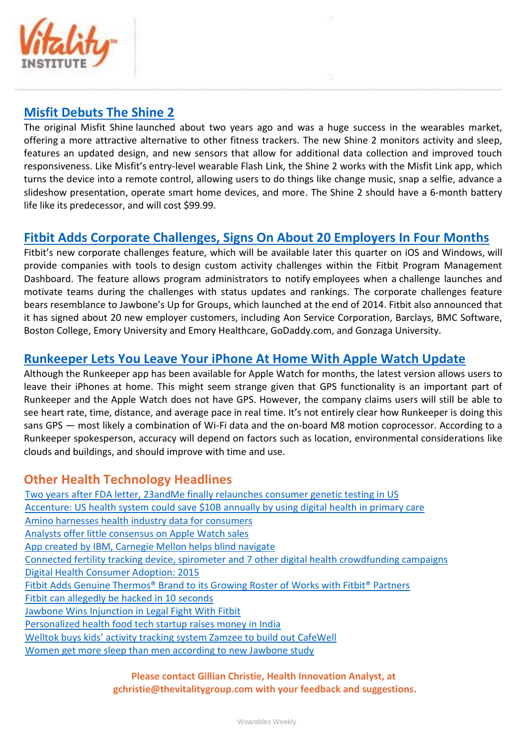## Misfit Debuts The Shine 2

The original Misfit Shine launched about two years ago and was a huge success in the wearables market, offering a more attractive alternative to other fitness trackers. The new Shine 2 monitors activity and sleep, features an updated design, and new sensors that allow for additional data collection and improved touch responsiveness. Like Misfit's entry-level wearable Flash Link, the Shine 2 works with the Misfit Link app, which turns the device into a remote control, allowing users to do things like change music, snap a selfie, advance a slideshow presentation, operate smart home devices, and more. The Shine 2 should have a 6-month battery life like its predecessor, and will cost $99.99.

## Fitbit Adds Corporate Challenges, Signs On About 20 Employers In Four Months

Fitbit's new corporate challenges feature, which will be available later this quarter on iOS and Windows, will provide companies with tools to design custom activity challenges within the Fitbit Program Management Dashboard. The feature allows program administrators to notify employees when a challenge launches and motivate teams during the challenges with status updates and rankings. The corporate challenges feature bears resemblance to Jawbone's Up for Groups, which launched at the end of 2014. Fitbit also announced that it has signed about 20 new employer customers, including Aon Service Corporation, Barclays, BMC Software, Boston College, Emory University and Emory Healthcare, GoDaddy.com, and Gonzaga University.

## Runkeeper Lets You Leave Your iPhone At Home With Apple Watch Update

Although the Runkeeper app has been available for Apple Watch for months, the latest version allows users to leave their iPhones at home. This might seem strange given that GPS functionality is an important part of Runkeeper and the Apple Watch does not have GPS. However, the company claims users will still be able to see heart rate, time, distance, and average pace in real time. It's not entirely clear how Runkeeper is doing this sans GPS — most likely a combination of Wi-Fi data and the on-board M8 motion coprocessor. According to a Runkeeper spokesperson, accuracy will depend on factors such as location, environmental considerations like clouds and buildings, and should improve with time and use.

## Other Health Technology Headlines

Two years after FDA letter, 23andMe finally relaunches consumer genetic testing in US
Accenture: US health system could save $10B annually by using digital health in primary care
Amino harnesses health industry data for consumers
Analysts offer little consensus on Apple Watch sales
App created by IBM, Carnegie Mellon helps blind navigate
Connected fertility tracking device, spirometer and 7 other digital health crowdfunding campaigns
Digital Health Consumer Adoption: 2015
Fitbit Adds Genuine Thermos® Brand to its Growing Roster of Works with Fitbit® Partners
Fitbit can allegedly be hacked in 10 seconds
Jawbone Wins Injunction in Legal Fight With Fitbit
Personalized health food tech startup raises money in India
Welltok buys kids' activity tracking system Zamzee to build out CafeWell
Women get more sleep than men according to new Jawbone study

**Please contact Gillian Christie, Health Innovation Analyst, at gchristie@thevitalitygroup.com with your feedback and suggestions.**